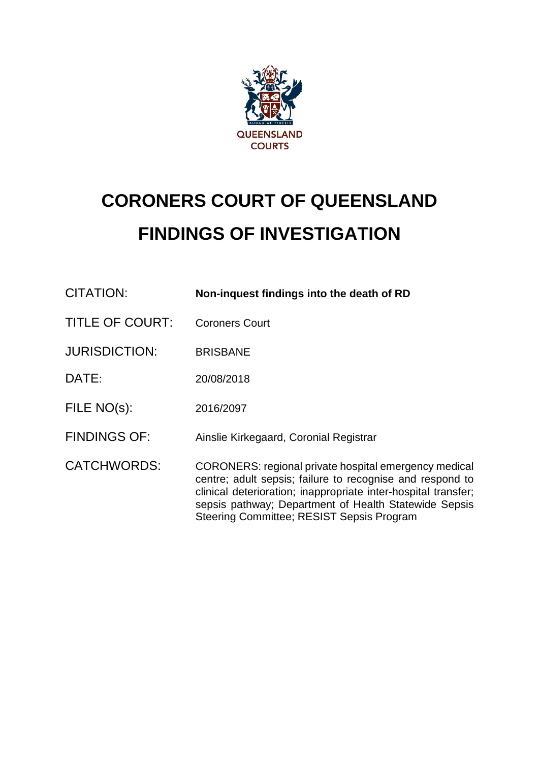QUEENSLAND COURTS

# CORONERS COURT OF QUEENSLAND

# FINDINGS OF INVESTIGATION

| | |
|---|---|
| CITATION: | **Non-inquest findings into the death of RD** |
| TITLE OF COURT: | Coroners Court |
| JURISDICTION: | BRISBANE |
| DATE: | 20/08/2018 |
| FILE NO(s): | 2016/2097 |
| FINDINGS OF: | Ainslie Kirkegaard, Coronial Registrar |
| CATCHWORDS: | CORONERS: regional private hospital emergency medical centre; adult sepsis; failure to recognise and respond to clinical deterioration; inappropriate inter-hospital transfer; sepsis pathway; Department of Health Statewide Sepsis Steering Committee; RESIST Sepsis Program |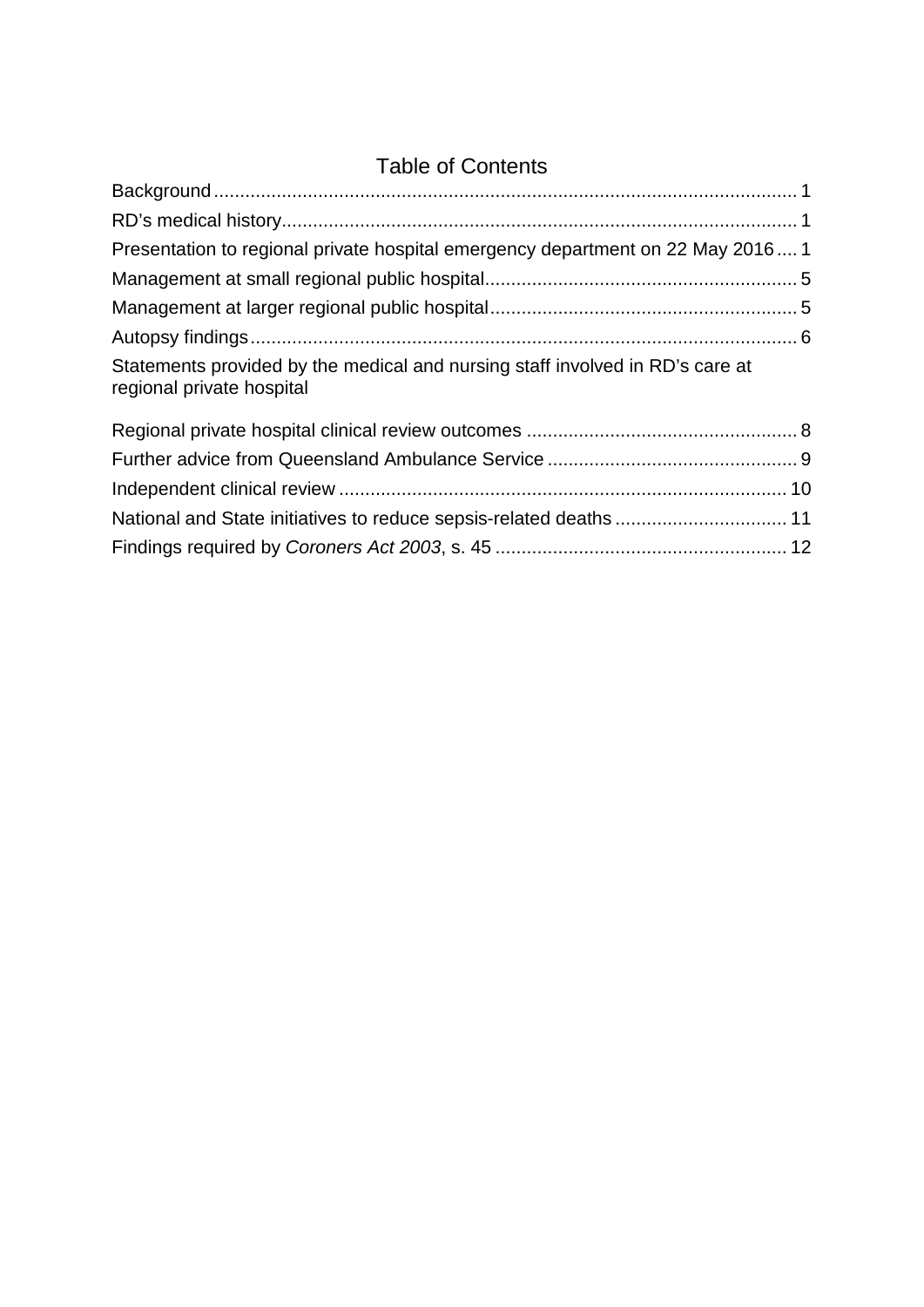# Table of Contents

Background ........................................................................................................ 1
RD's medical history.......................................................................................... 1
Presentation to regional private hospital emergency department on 22 May 2016 .... 1
Management at small regional public hospital............................................................ 5
Management at larger regional public hospital........................................................... 5
Autopsy findings.................................................................................................. 6
Statements provided by the medical and nursing staff involved in RD's care at regional private hospital
Regional private hospital clinical review outcomes .................................................... 8
Further advice from Queensland Ambulance Service ................................................ 9
Independent clinical review ..................................................................................... 10
National and State initiatives to reduce sepsis-related deaths ................................. 11
Findings required by *Coroners Act 2003*, s. 45 ........................................................ 12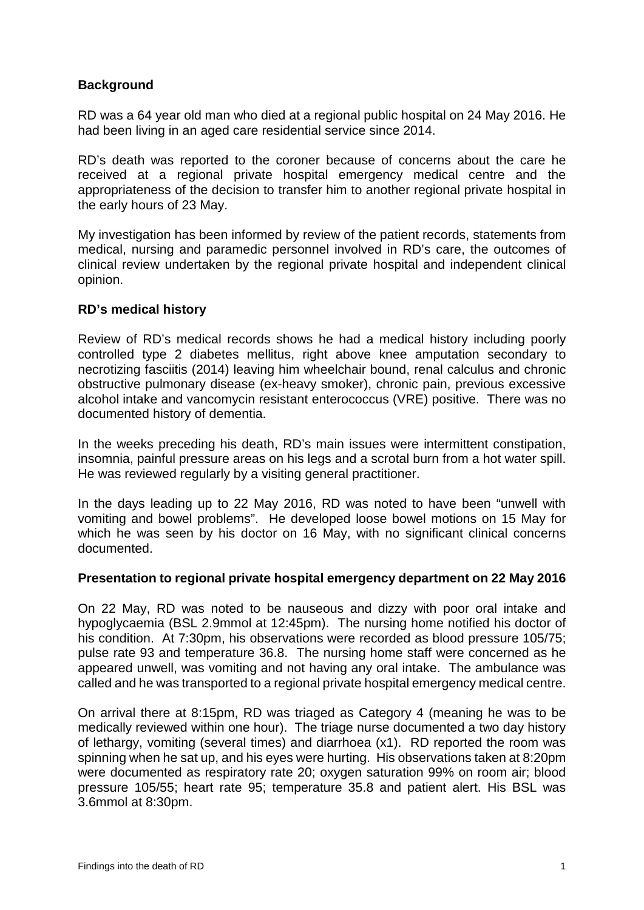## Background

RD was a 64 year old man who died at a regional public hospital on 24 May 2016. He had been living in an aged care residential service since 2014.

RD's death was reported to the coroner because of concerns about the care he received at a regional private hospital emergency medical centre and the appropriateness of the decision to transfer him to another regional private hospital in the early hours of 23 May.

My investigation has been informed by review of the patient records, statements from medical, nursing and paramedic personnel involved in RD's care, the outcomes of clinical review undertaken by the regional private hospital and independent clinical opinion.

## RD's medical history

Review of RD's medical records shows he had a medical history including poorly controlled type 2 diabetes mellitus, right above knee amputation secondary to necrotizing fasciitis (2014) leaving him wheelchair bound, renal calculus and chronic obstructive pulmonary disease (ex-heavy smoker), chronic pain, previous excessive alcohol intake and vancomycin resistant enterococcus (VRE) positive. There was no documented history of dementia.

In the weeks preceding his death, RD's main issues were intermittent constipation, insomnia, painful pressure areas on his legs and a scrotal burn from a hot water spill. He was reviewed regularly by a visiting general practitioner.

In the days leading up to 22 May 2016, RD was noted to have been "unwell with vomiting and bowel problems". He developed loose bowel motions on 15 May for which he was seen by his doctor on 16 May, with no significant clinical concerns documented.

## Presentation to regional private hospital emergency department on 22 May 2016

On 22 May, RD was noted to be nauseous and dizzy with poor oral intake and hypoglycaemia (BSL 2.9mmol at 12:45pm). The nursing home notified his doctor of his condition. At 7:30pm, his observations were recorded as blood pressure 105/75; pulse rate 93 and temperature 36.8. The nursing home staff were concerned as he appeared unwell, was vomiting and not having any oral intake. The ambulance was called and he was transported to a regional private hospital emergency medical centre.

On arrival there at 8:15pm, RD was triaged as Category 4 (meaning he was to be medically reviewed within one hour). The triage nurse documented a two day history of lethargy, vomiting (several times) and diarrhoea (x1). RD reported the room was spinning when he sat up, and his eyes were hurting. His observations taken at 8:20pm were documented as respiratory rate 20; oxygen saturation 99% on room air; blood pressure 105/55; heart rate 95; temperature 35.8 and patient alert. His BSL was 3.6mmol at 8:30pm.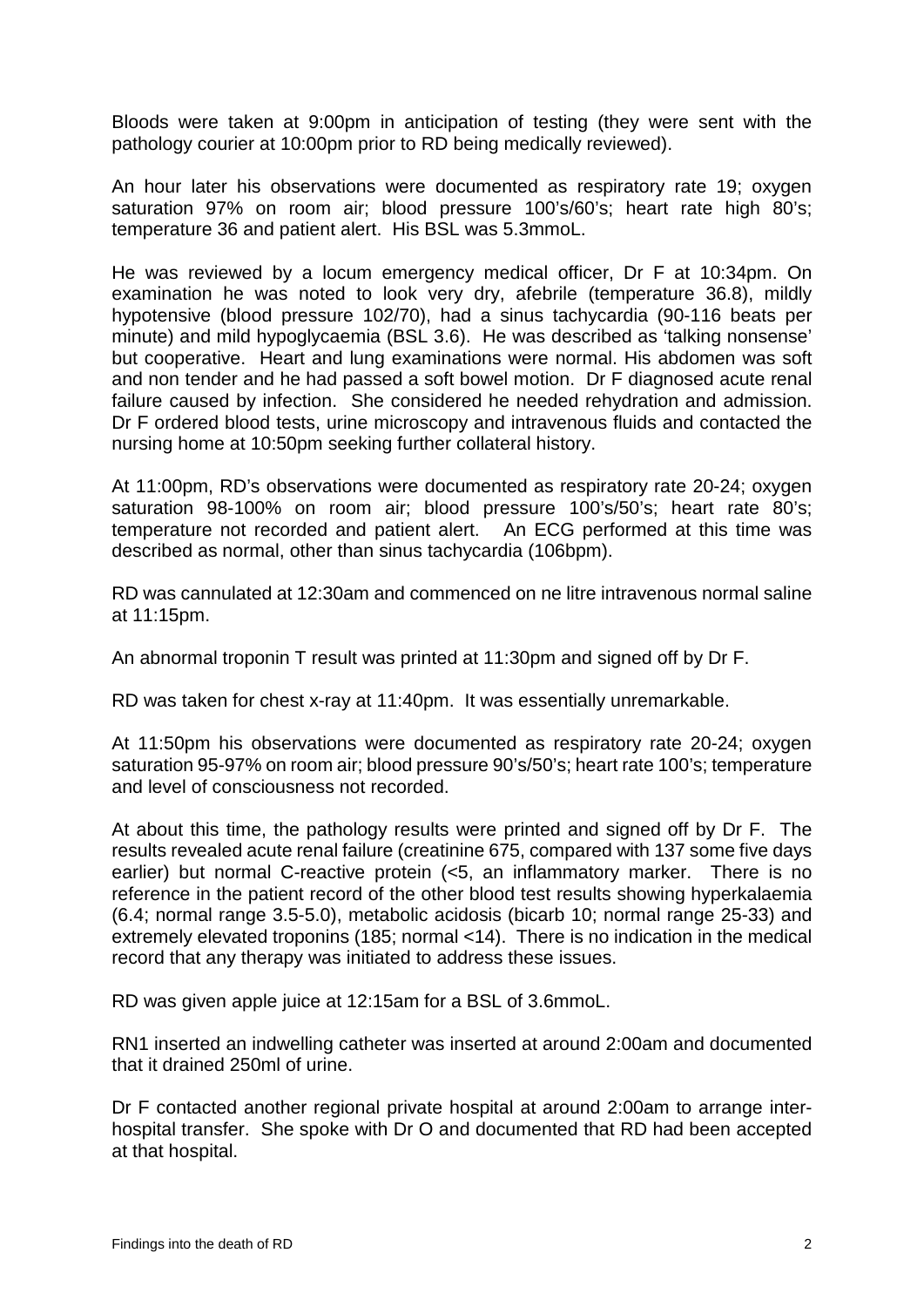Bloods were taken at 9:00pm in anticipation of testing (they were sent with the pathology courier at 10:00pm prior to RD being medically reviewed).

An hour later his observations were documented as respiratory rate 19; oxygen saturation 97% on room air; blood pressure 100's/60's; heart rate high 80's; temperature 36 and patient alert. His BSL was 5.3mmoL.

He was reviewed by a locum emergency medical officer, Dr F at 10:34pm. On examination he was noted to look very dry, afebrile (temperature 36.8), mildly hypotensive (blood pressure 102/70), had a sinus tachycardia (90-116 beats per minute) and mild hypoglycaemia (BSL 3.6). He was described as 'talking nonsense' but cooperative. Heart and lung examinations were normal. His abdomen was soft and non tender and he had passed a soft bowel motion. Dr F diagnosed acute renal failure caused by infection. She considered he needed rehydration and admission. Dr F ordered blood tests, urine microscopy and intravenous fluids and contacted the nursing home at 10:50pm seeking further collateral history.

At 11:00pm, RD's observations were documented as respiratory rate 20-24; oxygen saturation 98-100% on room air; blood pressure 100's/50's; heart rate 80's; temperature not recorded and patient alert. An ECG performed at this time was described as normal, other than sinus tachycardia (106bpm).

RD was cannulated at 12:30am and commenced on ne litre intravenous normal saline at 11:15pm.

An abnormal troponin T result was printed at 11:30pm and signed off by Dr F.

RD was taken for chest x-ray at 11:40pm. It was essentially unremarkable.

At 11:50pm his observations were documented as respiratory rate 20-24; oxygen saturation 95-97% on room air; blood pressure 90's/50's; heart rate 100's; temperature and level of consciousness not recorded.

At about this time, the pathology results were printed and signed off by Dr F. The results revealed acute renal failure (creatinine 675, compared with 137 some five days earlier) but normal C-reactive protein (<5, an inflammatory marker. There is no reference in the patient record of the other blood test results showing hyperkalaemia (6.4; normal range 3.5-5.0), metabolic acidosis (bicarb 10; normal range 25-33) and extremely elevated troponins (185; normal <14). There is no indication in the medical record that any therapy was initiated to address these issues.

RD was given apple juice at 12:15am for a BSL of 3.6mmoL.

RN1 inserted an indwelling catheter was inserted at around 2:00am and documented that it drained 250ml of urine.

Dr F contacted another regional private hospital at around 2:00am to arrange inter-hospital transfer. She spoke with Dr O and documented that RD had been accepted at that hospital.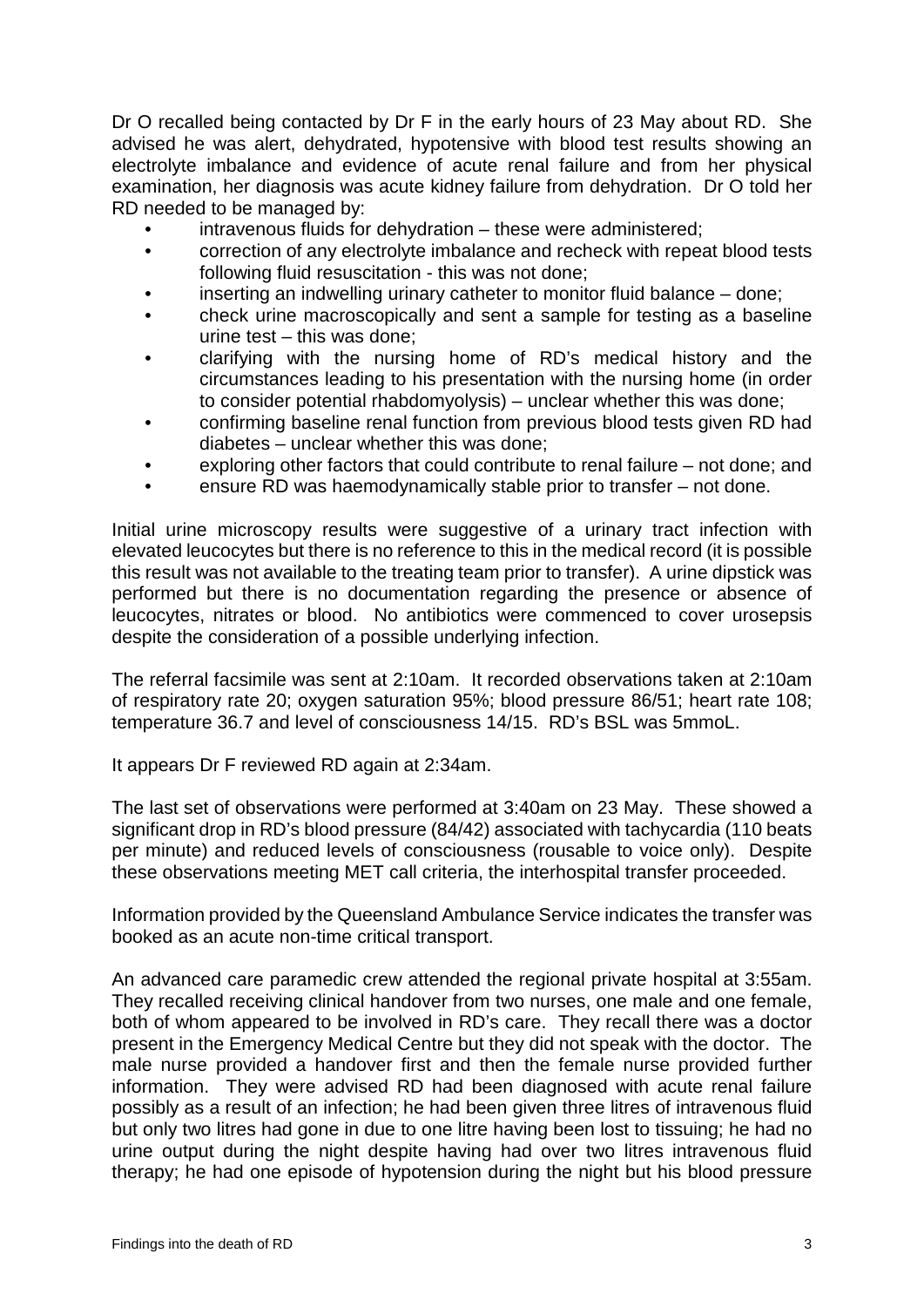Dr O recalled being contacted by Dr F in the early hours of 23 May about RD. She advised he was alert, dehydrated, hypotensive with blood test results showing an electrolyte imbalance and evidence of acute renal failure and from her physical examination, her diagnosis was acute kidney failure from dehydration. Dr O told her RD needed to be managed by:

- intravenous fluids for dehydration – these were administered;
- correction of any electrolyte imbalance and recheck with repeat blood tests following fluid resuscitation - this was not done;
- inserting an indwelling urinary catheter to monitor fluid balance – done;
- check urine macroscopically and sent a sample for testing as a baseline urine test – this was done;
- clarifying with the nursing home of RD's medical history and the circumstances leading to his presentation with the nursing home (in order to consider potential rhabdomyolysis) – unclear whether this was done;
- confirming baseline renal function from previous blood tests given RD had diabetes – unclear whether this was done;
- exploring other factors that could contribute to renal failure – not done; and
- ensure RD was haemodynamically stable prior to transfer – not done.

Initial urine microscopy results were suggestive of a urinary tract infection with elevated leucocytes but there is no reference to this in the medical record (it is possible this result was not available to the treating team prior to transfer). A urine dipstick was performed but there is no documentation regarding the presence or absence of leucocytes, nitrates or blood. No antibiotics were commenced to cover urosepsis despite the consideration of a possible underlying infection.

The referral facsimile was sent at 2:10am. It recorded observations taken at 2:10am of respiratory rate 20; oxygen saturation 95%; blood pressure 86/51; heart rate 108; temperature 36.7 and level of consciousness 14/15. RD's BSL was 5mmoL.

It appears Dr F reviewed RD again at 2:34am.

The last set of observations were performed at 3:40am on 23 May. These showed a significant drop in RD's blood pressure (84/42) associated with tachycardia (110 beats per minute) and reduced levels of consciousness (rousable to voice only). Despite these observations meeting MET call criteria, the interhospital transfer proceeded.

Information provided by the Queensland Ambulance Service indicates the transfer was booked as an acute non-time critical transport.

An advanced care paramedic crew attended the regional private hospital at 3:55am. They recalled receiving clinical handover from two nurses, one male and one female, both of whom appeared to be involved in RD's care. They recall there was a doctor present in the Emergency Medical Centre but they did not speak with the doctor. The male nurse provided a handover first and then the female nurse provided further information. They were advised RD had been diagnosed with acute renal failure possibly as a result of an infection; he had been given three litres of intravenous fluid but only two litres had gone in due to one litre having been lost to tissuing; he had no urine output during the night despite having had over two litres intravenous fluid therapy; he had one episode of hypotension during the night but his blood pressure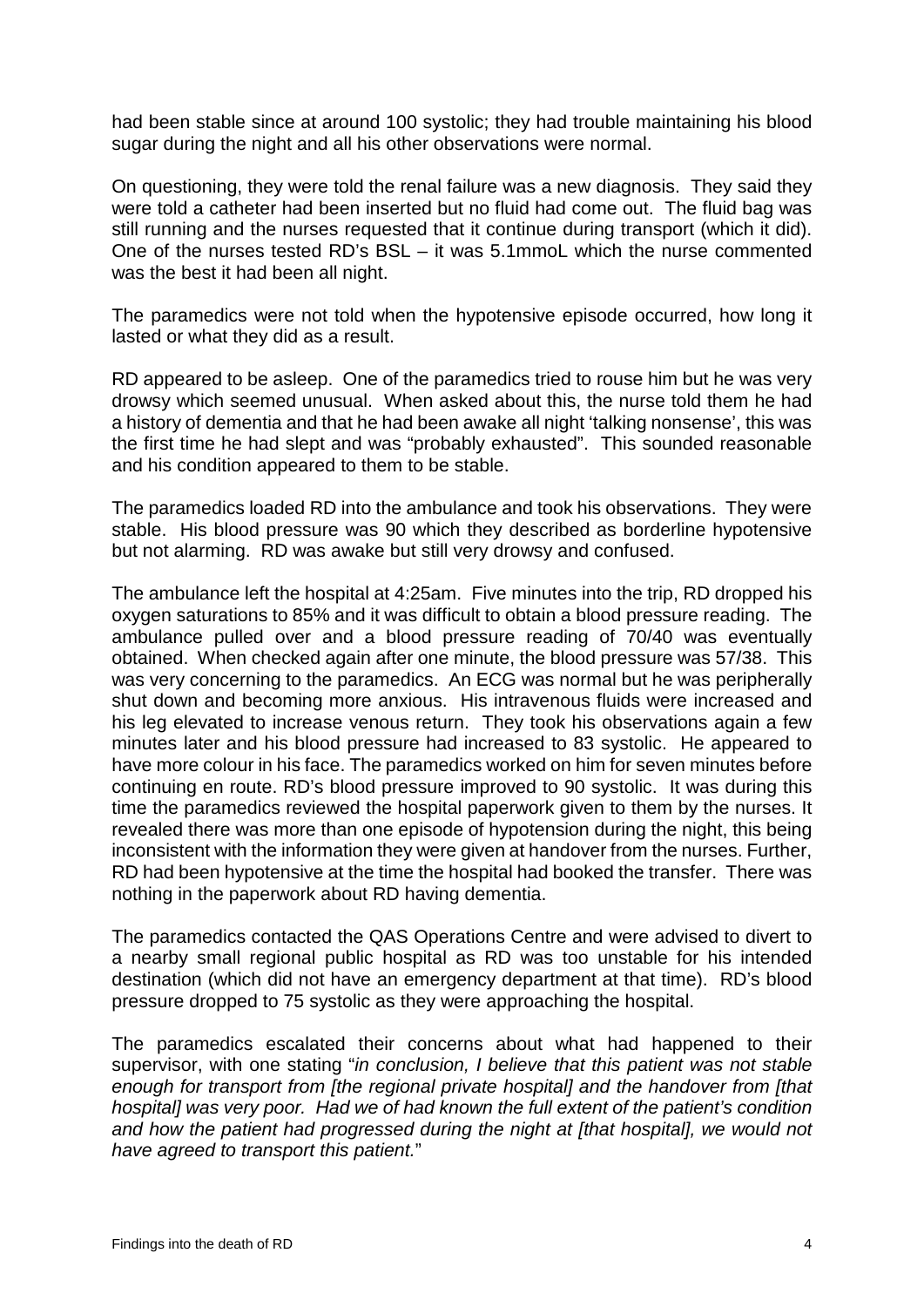had been stable since at around 100 systolic; they had trouble maintaining his blood sugar during the night and all his other observations were normal.

On questioning, they were told the renal failure was a new diagnosis. They said they were told a catheter had been inserted but no fluid had come out. The fluid bag was still running and the nurses requested that it continue during transport (which it did). One of the nurses tested RD's BSL – it was 5.1mmoL which the nurse commented was the best it had been all night.

The paramedics were not told when the hypotensive episode occurred, how long it lasted or what they did as a result.

RD appeared to be asleep. One of the paramedics tried to rouse him but he was very drowsy which seemed unusual. When asked about this, the nurse told them he had a history of dementia and that he had been awake all night 'talking nonsense', this was the first time he had slept and was "probably exhausted". This sounded reasonable and his condition appeared to them to be stable.

The paramedics loaded RD into the ambulance and took his observations. They were stable. His blood pressure was 90 which they described as borderline hypotensive but not alarming. RD was awake but still very drowsy and confused.

The ambulance left the hospital at 4:25am. Five minutes into the trip, RD dropped his oxygen saturations to 85% and it was difficult to obtain a blood pressure reading. The ambulance pulled over and a blood pressure reading of 70/40 was eventually obtained. When checked again after one minute, the blood pressure was 57/38. This was very concerning to the paramedics. An ECG was normal but he was peripherally shut down and becoming more anxious. His intravenous fluids were increased and his leg elevated to increase venous return. They took his observations again a few minutes later and his blood pressure had increased to 83 systolic. He appeared to have more colour in his face. The paramedics worked on him for seven minutes before continuing en route. RD's blood pressure improved to 90 systolic. It was during this time the paramedics reviewed the hospital paperwork given to them by the nurses. It revealed there was more than one episode of hypotension during the night, this being inconsistent with the information they were given at handover from the nurses. Further, RD had been hypotensive at the time the hospital had booked the transfer. There was nothing in the paperwork about RD having dementia.

The paramedics contacted the QAS Operations Centre and were advised to divert to a nearby small regional public hospital as RD was too unstable for his intended destination (which did not have an emergency department at that time). RD's blood pressure dropped to 75 systolic as they were approaching the hospital.

The paramedics escalated their concerns about what had happened to their supervisor, with one stating "*in conclusion, I believe that this patient was not stable enough for transport from [the regional private hospital] and the handover from [that hospital] was very poor. Had we of had known the full extent of the patient's condition and how the patient had progressed during the night at [that hospital], we would not have agreed to transport this patient.*"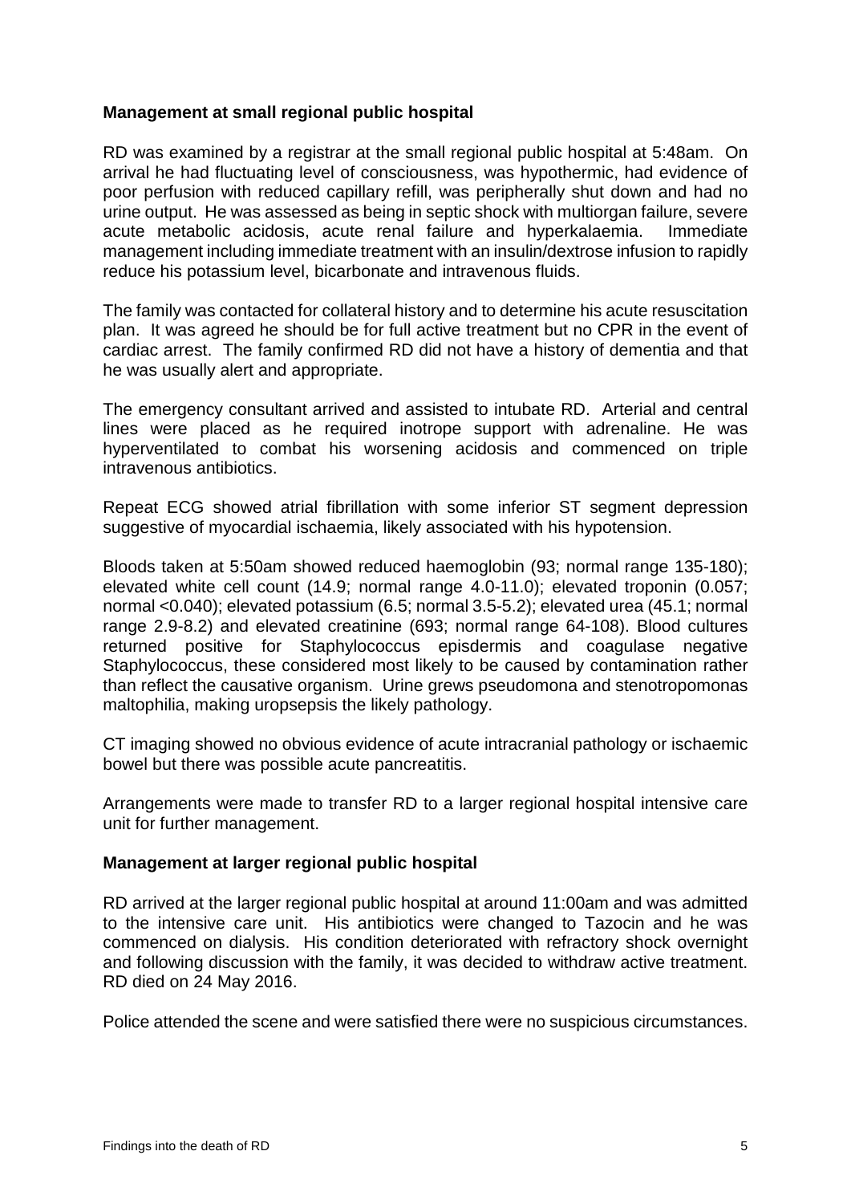**Management at small regional public hospital**

RD was examined by a registrar at the small regional public hospital at 5:48am. On arrival he had fluctuating level of consciousness, was hypothermic, had evidence of poor perfusion with reduced capillary refill, was peripherally shut down and had no urine output. He was assessed as being in septic shock with multiorgan failure, severe acute metabolic acidosis, acute renal failure and hyperkalaemia. Immediate management including immediate treatment with an insulin/dextrose infusion to rapidly reduce his potassium level, bicarbonate and intravenous fluids.

The family was contacted for collateral history and to determine his acute resuscitation plan. It was agreed he should be for full active treatment but no CPR in the event of cardiac arrest. The family confirmed RD did not have a history of dementia and that he was usually alert and appropriate.

The emergency consultant arrived and assisted to intubate RD. Arterial and central lines were placed as he required inotrope support with adrenaline. He was hyperventilated to combat his worsening acidosis and commenced on triple intravenous antibiotics.

Repeat ECG showed atrial fibrillation with some inferior ST segment depression suggestive of myocardial ischaemia, likely associated with his hypotension.

Bloods taken at 5:50am showed reduced haemoglobin (93; normal range 135-180); elevated white cell count (14.9; normal range 4.0-11.0); elevated troponin (0.057; normal <0.040); elevated potassium (6.5; normal 3.5-5.2); elevated urea (45.1; normal range 2.9-8.2) and elevated creatinine (693; normal range 64-108). Blood cultures returned positive for Staphylococcus episdermis and coagulase negative Staphylococcus, these considered most likely to be caused by contamination rather than reflect the causative organism. Urine grews pseudomona and stenotropomonas maltophilia, making uropsepsis the likely pathology.

CT imaging showed no obvious evidence of acute intracranial pathology or ischaemic bowel but there was possible acute pancreatitis.

Arrangements were made to transfer RD to a larger regional hospital intensive care unit for further management.

**Management at larger regional public hospital**

RD arrived at the larger regional public hospital at around 11:00am and was admitted to the intensive care unit. His antibiotics were changed to Tazocin and he was commenced on dialysis. His condition deteriorated with refractory shock overnight and following discussion with the family, it was decided to withdraw active treatment. RD died on 24 May 2016.

Police attended the scene and were satisfied there were no suspicious circumstances.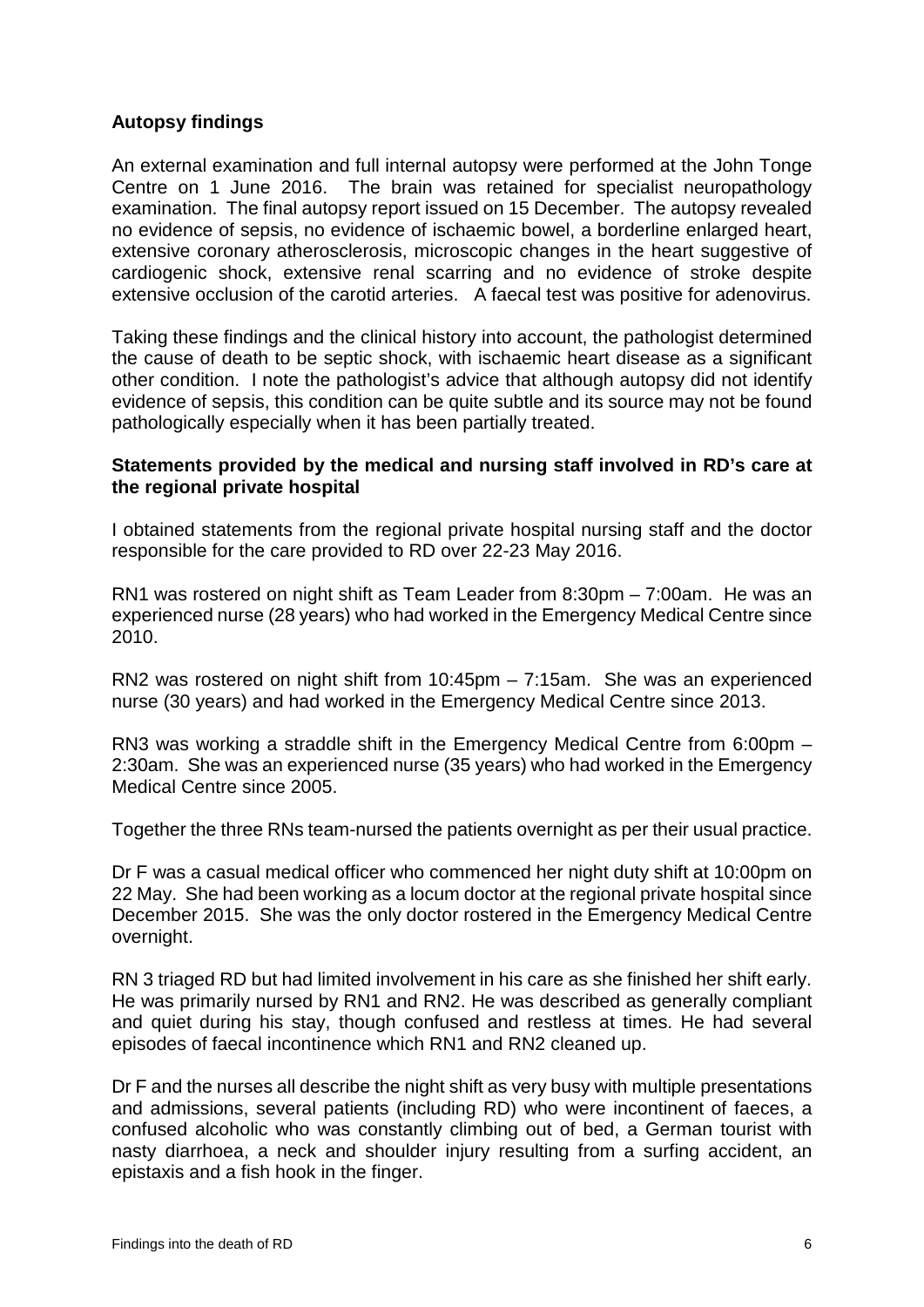## Autopsy findings

An external examination and full internal autopsy were performed at the John Tonge Centre on 1 June 2016. The brain was retained for specialist neuropathology examination. The final autopsy report issued on 15 December. The autopsy revealed no evidence of sepsis, no evidence of ischaemic bowel, a borderline enlarged heart, extensive coronary atherosclerosis, microscopic changes in the heart suggestive of cardiogenic shock, extensive renal scarring and no evidence of stroke despite extensive occlusion of the carotid arteries. A faecal test was positive for adenovirus.

Taking these findings and the clinical history into account, the pathologist determined the cause of death to be septic shock, with ischaemic heart disease as a significant other condition. I note the pathologist's advice that although autopsy did not identify evidence of sepsis, this condition can be quite subtle and its source may not be found pathologically especially when it has been partially treated.

## Statements provided by the medical and nursing staff involved in RD's care at the regional private hospital

I obtained statements from the regional private hospital nursing staff and the doctor responsible for the care provided to RD over 22-23 May 2016.

RN1 was rostered on night shift as Team Leader from 8:30pm – 7:00am. He was an experienced nurse (28 years) who had worked in the Emergency Medical Centre since 2010.

RN2 was rostered on night shift from 10:45pm – 7:15am. She was an experienced nurse (30 years) and had worked in the Emergency Medical Centre since 2013.

RN3 was working a straddle shift in the Emergency Medical Centre from 6:00pm – 2:30am. She was an experienced nurse (35 years) who had worked in the Emergency Medical Centre since 2005.

Together the three RNs team-nursed the patients overnight as per their usual practice.

Dr F was a casual medical officer who commenced her night duty shift at 10:00pm on 22 May. She had been working as a locum doctor at the regional private hospital since December 2015. She was the only doctor rostered in the Emergency Medical Centre overnight.

RN 3 triaged RD but had limited involvement in his care as she finished her shift early. He was primarily nursed by RN1 and RN2. He was described as generally compliant and quiet during his stay, though confused and restless at times. He had several episodes of faecal incontinence which RN1 and RN2 cleaned up.

Dr F and the nurses all describe the night shift as very busy with multiple presentations and admissions, several patients (including RD) who were incontinent of faeces, a confused alcoholic who was constantly climbing out of bed, a German tourist with nasty diarrhoea, a neck and shoulder injury resulting from a surfing accident, an epistaxis and a fish hook in the finger.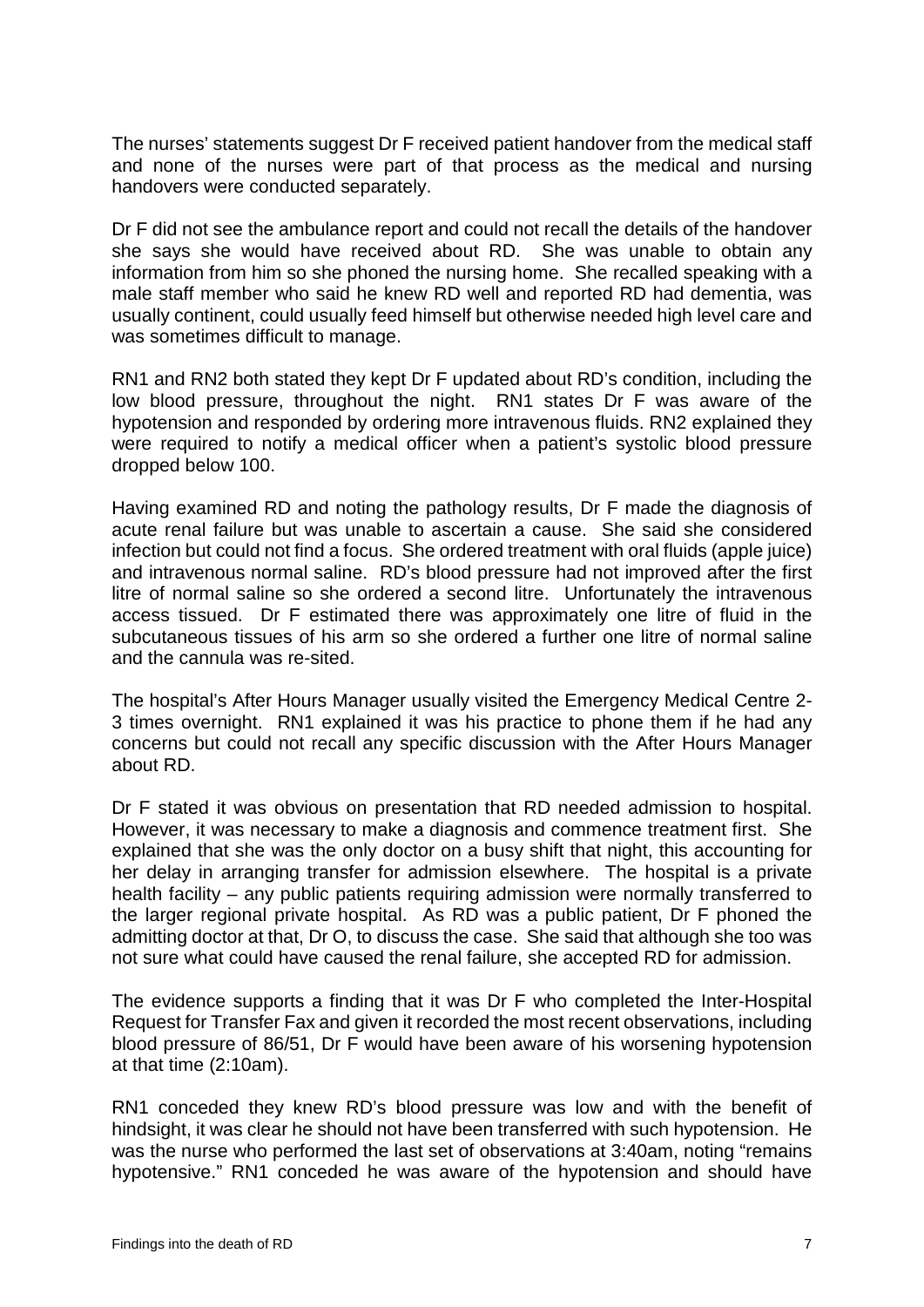The nurses' statements suggest Dr F received patient handover from the medical staff and none of the nurses were part of that process as the medical and nursing handovers were conducted separately.

Dr F did not see the ambulance report and could not recall the details of the handover she says she would have received about RD. She was unable to obtain any information from him so she phoned the nursing home. She recalled speaking with a male staff member who said he knew RD well and reported RD had dementia, was usually continent, could usually feed himself but otherwise needed high level care and was sometimes difficult to manage.

RN1 and RN2 both stated they kept Dr F updated about RD's condition, including the low blood pressure, throughout the night. RN1 states Dr F was aware of the hypotension and responded by ordering more intravenous fluids. RN2 explained they were required to notify a medical officer when a patient's systolic blood pressure dropped below 100.

Having examined RD and noting the pathology results, Dr F made the diagnosis of acute renal failure but was unable to ascertain a cause. She said she considered infection but could not find a focus. She ordered treatment with oral fluids (apple juice) and intravenous normal saline. RD's blood pressure had not improved after the first litre of normal saline so she ordered a second litre. Unfortunately the intravenous access tissued. Dr F estimated there was approximately one litre of fluid in the subcutaneous tissues of his arm so she ordered a further one litre of normal saline and the cannula was re-sited.

The hospital's After Hours Manager usually visited the Emergency Medical Centre 2-3 times overnight. RN1 explained it was his practice to phone them if he had any concerns but could not recall any specific discussion with the After Hours Manager about RD.

Dr F stated it was obvious on presentation that RD needed admission to hospital. However, it was necessary to make a diagnosis and commence treatment first. She explained that she was the only doctor on a busy shift that night, this accounting for her delay in arranging transfer for admission elsewhere. The hospital is a private health facility – any public patients requiring admission were normally transferred to the larger regional private hospital. As RD was a public patient, Dr F phoned the admitting doctor at that, Dr O, to discuss the case. She said that although she too was not sure what could have caused the renal failure, she accepted RD for admission.

The evidence supports a finding that it was Dr F who completed the Inter-Hospital Request for Transfer Fax and given it recorded the most recent observations, including blood pressure of 86/51, Dr F would have been aware of his worsening hypotension at that time (2:10am).

RN1 conceded they knew RD's blood pressure was low and with the benefit of hindsight, it was clear he should not have been transferred with such hypotension. He was the nurse who performed the last set of observations at 3:40am, noting "remains hypotensive." RN1 conceded he was aware of the hypotension and should have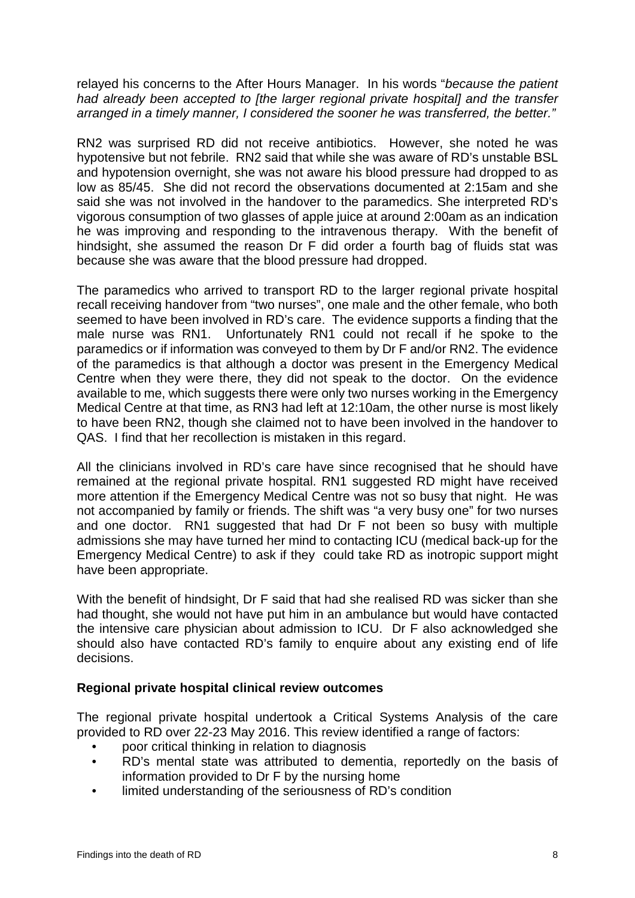relayed his concerns to the After Hours Manager. In his words "*because the patient had already been accepted to [the larger regional private hospital] and the transfer arranged in a timely manner, I considered the sooner he was transferred, the better.*"

RN2 was surprised RD did not receive antibiotics. However, she noted he was hypotensive but not febrile. RN2 said that while she was aware of RD's unstable BSL and hypotension overnight, she was not aware his blood pressure had dropped to as low as 85/45. She did not record the observations documented at 2:15am and she said she was not involved in the handover to the paramedics. She interpreted RD's vigorous consumption of two glasses of apple juice at around 2:00am as an indication he was improving and responding to the intravenous therapy. With the benefit of hindsight, she assumed the reason Dr F did order a fourth bag of fluids stat was because she was aware that the blood pressure had dropped.

The paramedics who arrived to transport RD to the larger regional private hospital recall receiving handover from "two nurses", one male and the other female, who both seemed to have been involved in RD's care. The evidence supports a finding that the male nurse was RN1. Unfortunately RN1 could not recall if he spoke to the paramedics or if information was conveyed to them by Dr F and/or RN2. The evidence of the paramedics is that although a doctor was present in the Emergency Medical Centre when they were there, they did not speak to the doctor. On the evidence available to me, which suggests there were only two nurses working in the Emergency Medical Centre at that time, as RN3 had left at 12:10am, the other nurse is most likely to have been RN2, though she claimed not to have been involved in the handover to QAS. I find that her recollection is mistaken in this regard.

All the clinicians involved in RD's care have since recognised that he should have remained at the regional private hospital. RN1 suggested RD might have received more attention if the Emergency Medical Centre was not so busy that night. He was not accompanied by family or friends. The shift was "a very busy one" for two nurses and one doctor. RN1 suggested that had Dr F not been so busy with multiple admissions she may have turned her mind to contacting ICU (medical back-up for the Emergency Medical Centre) to ask if they could take RD as inotropic support might have been appropriate.

With the benefit of hindsight, Dr F said that had she realised RD was sicker than she had thought, she would not have put him in an ambulance but would have contacted the intensive care physician about admission to ICU. Dr F also acknowledged she should also have contacted RD's family to enquire about any existing end of life decisions.

**Regional private hospital clinical review outcomes**

The regional private hospital undertook a Critical Systems Analysis of the care provided to RD over 22-23 May 2016. This review identified a range of factors:

- poor critical thinking in relation to diagnosis
- RD's mental state was attributed to dementia, reportedly on the basis of information provided to Dr F by the nursing home
- limited understanding of the seriousness of RD's condition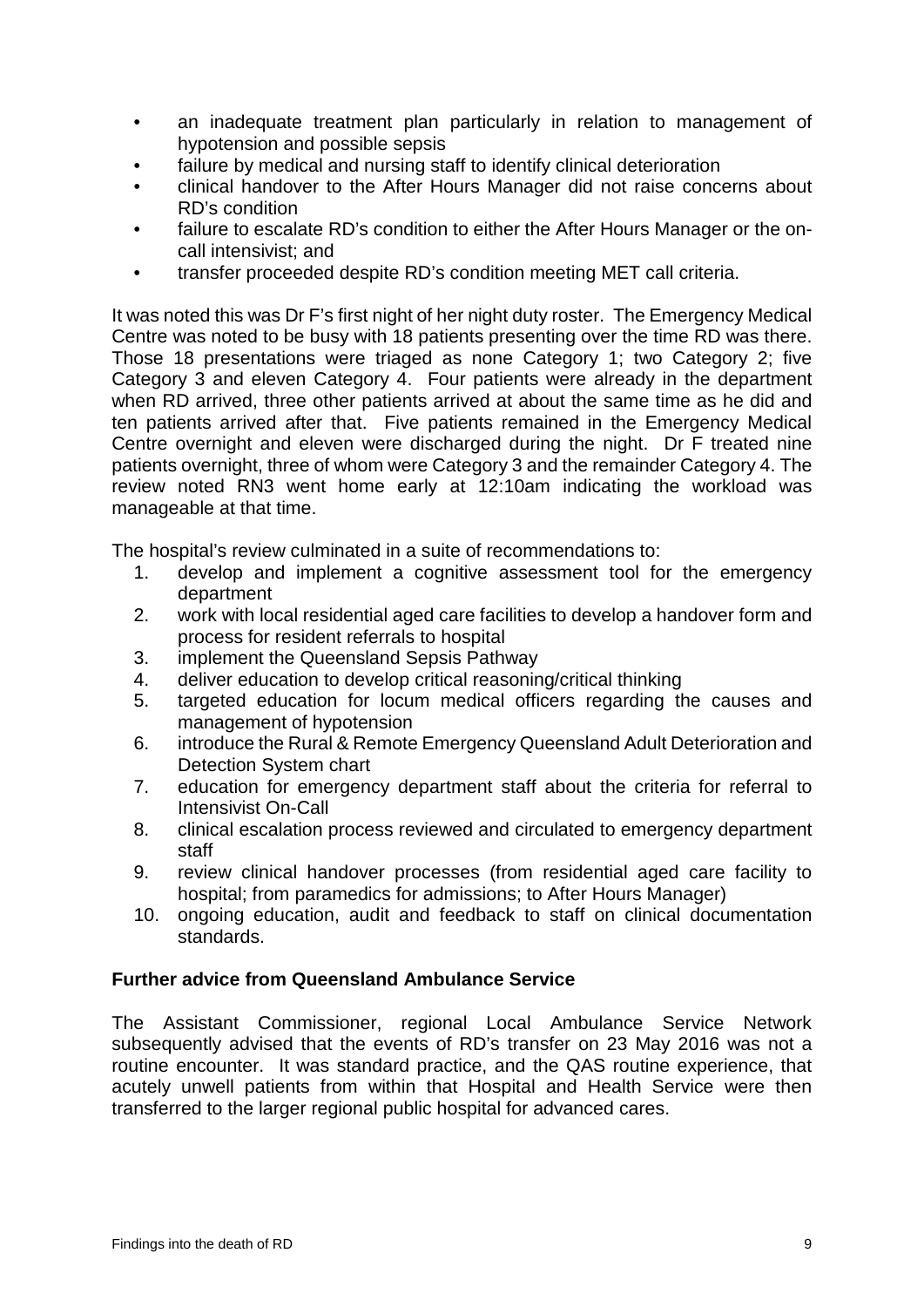- an inadequate treatment plan particularly in relation to management of hypotension and possible sepsis
- failure by medical and nursing staff to identify clinical deterioration
- clinical handover to the After Hours Manager did not raise concerns about RD's condition
- failure to escalate RD's condition to either the After Hours Manager or the on-call intensivist; and
- transfer proceeded despite RD's condition meeting MET call criteria.

It was noted this was Dr F's first night of her night duty roster. The Emergency Medical Centre was noted to be busy with 18 patients presenting over the time RD was there. Those 18 presentations were triaged as none Category 1; two Category 2; five Category 3 and eleven Category 4. Four patients were already in the department when RD arrived, three other patients arrived at about the same time as he did and ten patients arrived after that. Five patients remained in the Emergency Medical Centre overnight and eleven were discharged during the night. Dr F treated nine patients overnight, three of whom were Category 3 and the remainder Category 4. The review noted RN3 went home early at 12:10am indicating the workload was manageable at that time.

The hospital's review culminated in a suite of recommendations to:

1. develop and implement a cognitive assessment tool for the emergency department
2. work with local residential aged care facilities to develop a handover form and process for resident referrals to hospital
3. implement the Queensland Sepsis Pathway
4. deliver education to develop critical reasoning/critical thinking
5. targeted education for locum medical officers regarding the causes and management of hypotension
6. introduce the Rural & Remote Emergency Queensland Adult Deterioration and Detection System chart
7. education for emergency department staff about the criteria for referral to Intensivist On-Call
8. clinical escalation process reviewed and circulated to emergency department staff
9. review clinical handover processes (from residential aged care facility to hospital; from paramedics for admissions; to After Hours Manager)
10. ongoing education, audit and feedback to staff on clinical documentation standards.

**Further advice from Queensland Ambulance Service**

The Assistant Commissioner, regional Local Ambulance Service Network subsequently advised that the events of RD's transfer on 23 May 2016 was not a routine encounter. It was standard practice, and the QAS routine experience, that acutely unwell patients from within that Hospital and Health Service were then transferred to the larger regional public hospital for advanced cares.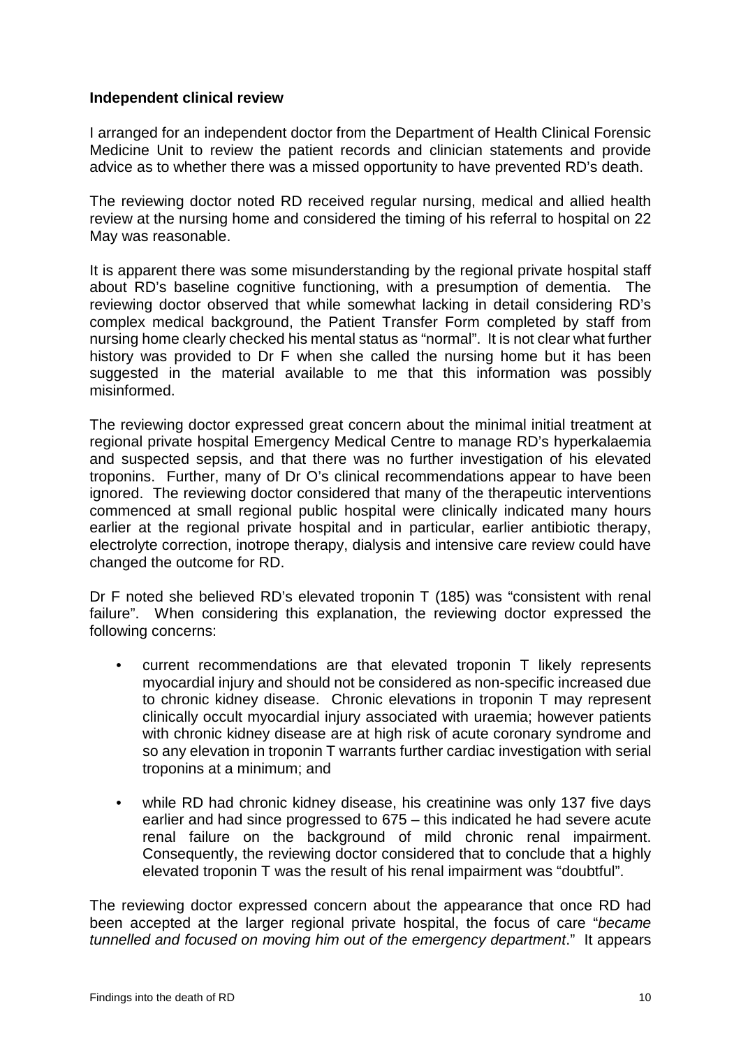**Independent clinical review**

I arranged for an independent doctor from the Department of Health Clinical Forensic Medicine Unit to review the patient records and clinician statements and provide advice as to whether there was a missed opportunity to have prevented RD's death.

The reviewing doctor noted RD received regular nursing, medical and allied health review at the nursing home and considered the timing of his referral to hospital on 22 May was reasonable.

It is apparent there was some misunderstanding by the regional private hospital staff about RD's baseline cognitive functioning, with a presumption of dementia. The reviewing doctor observed that while somewhat lacking in detail considering RD's complex medical background, the Patient Transfer Form completed by staff from nursing home clearly checked his mental status as "normal". It is not clear what further history was provided to Dr F when she called the nursing home but it has been suggested in the material available to me that this information was possibly misinformed.

The reviewing doctor expressed great concern about the minimal initial treatment at regional private hospital Emergency Medical Centre to manage RD's hyperkalaemia and suspected sepsis, and that there was no further investigation of his elevated troponins. Further, many of Dr O's clinical recommendations appear to have been ignored. The reviewing doctor considered that many of the therapeutic interventions commenced at small regional public hospital were clinically indicated many hours earlier at the regional private hospital and in particular, earlier antibiotic therapy, electrolyte correction, inotrope therapy, dialysis and intensive care review could have changed the outcome for RD.

Dr F noted she believed RD's elevated troponin T (185) was "consistent with renal failure". When considering this explanation, the reviewing doctor expressed the following concerns:

- current recommendations are that elevated troponin T likely represents myocardial injury and should not be considered as non-specific increased due to chronic kidney disease. Chronic elevations in troponin T may represent clinically occult myocardial injury associated with uraemia; however patients with chronic kidney disease are at high risk of acute coronary syndrome and so any elevation in troponin T warrants further cardiac investigation with serial troponins at a minimum; and

- while RD had chronic kidney disease, his creatinine was only 137 five days earlier and had since progressed to 675 – this indicated he had severe acute renal failure on the background of mild chronic renal impairment. Consequently, the reviewing doctor considered that to conclude that a highly elevated troponin T was the result of his renal impairment was "doubtful".

The reviewing doctor expressed concern about the appearance that once RD had been accepted at the larger regional private hospital, the focus of care "*became tunnelled and focused on moving him out of the emergency department*." It appears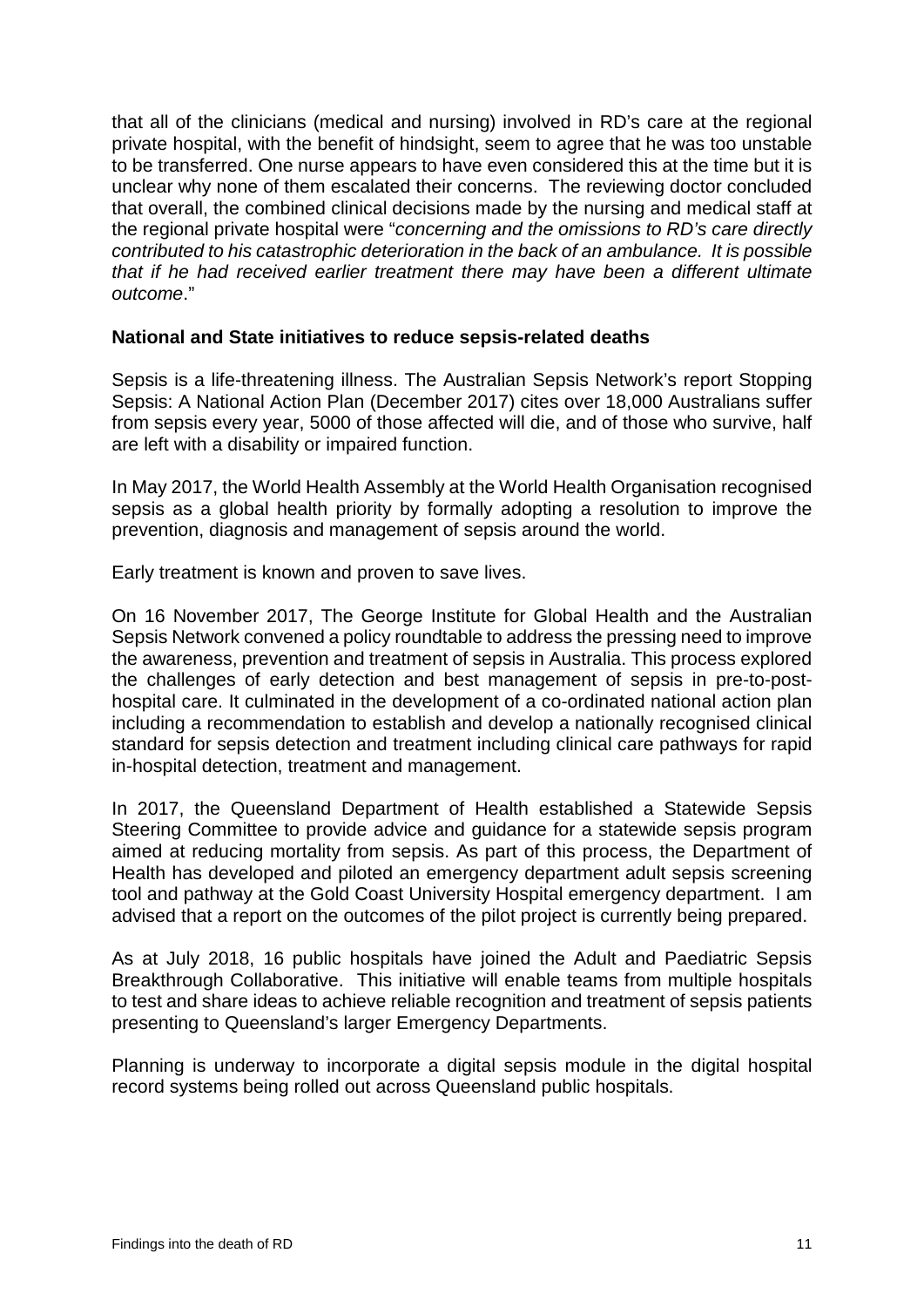that all of the clinicians (medical and nursing) involved in RD's care at the regional private hospital, with the benefit of hindsight, seem to agree that he was too unstable to be transferred. One nurse appears to have even considered this at the time but it is unclear why none of them escalated their concerns. The reviewing doctor concluded that overall, the combined clinical decisions made by the nursing and medical staff at the regional private hospital were "*concerning and the omissions to RD's care directly contributed to his catastrophic deterioration in the back of an ambulance. It is possible that if he had received earlier treatment there may have been a different ultimate outcome*."

**National and State initiatives to reduce sepsis-related deaths**

Sepsis is a life-threatening illness. The Australian Sepsis Network's report Stopping Sepsis: A National Action Plan (December 2017) cites over 18,000 Australians suffer from sepsis every year, 5000 of those affected will die, and of those who survive, half are left with a disability or impaired function.

In May 2017, the World Health Assembly at the World Health Organisation recognised sepsis as a global health priority by formally adopting a resolution to improve the prevention, diagnosis and management of sepsis around the world.

Early treatment is known and proven to save lives.

On 16 November 2017, The George Institute for Global Health and the Australian Sepsis Network convened a policy roundtable to address the pressing need to improve the awareness, prevention and treatment of sepsis in Australia. This process explored the challenges of early detection and best management of sepsis in pre-to-post-hospital care. It culminated in the development of a co-ordinated national action plan including a recommendation to establish and develop a nationally recognised clinical standard for sepsis detection and treatment including clinical care pathways for rapid in-hospital detection, treatment and management.

In 2017, the Queensland Department of Health established a Statewide Sepsis Steering Committee to provide advice and guidance for a statewide sepsis program aimed at reducing mortality from sepsis. As part of this process, the Department of Health has developed and piloted an emergency department adult sepsis screening tool and pathway at the Gold Coast University Hospital emergency department. I am advised that a report on the outcomes of the pilot project is currently being prepared.

As at July 2018, 16 public hospitals have joined the Adult and Paediatric Sepsis Breakthrough Collaborative. This initiative will enable teams from multiple hospitals to test and share ideas to achieve reliable recognition and treatment of sepsis patients presenting to Queensland's larger Emergency Departments.

Planning is underway to incorporate a digital sepsis module in the digital hospital record systems being rolled out across Queensland public hospitals.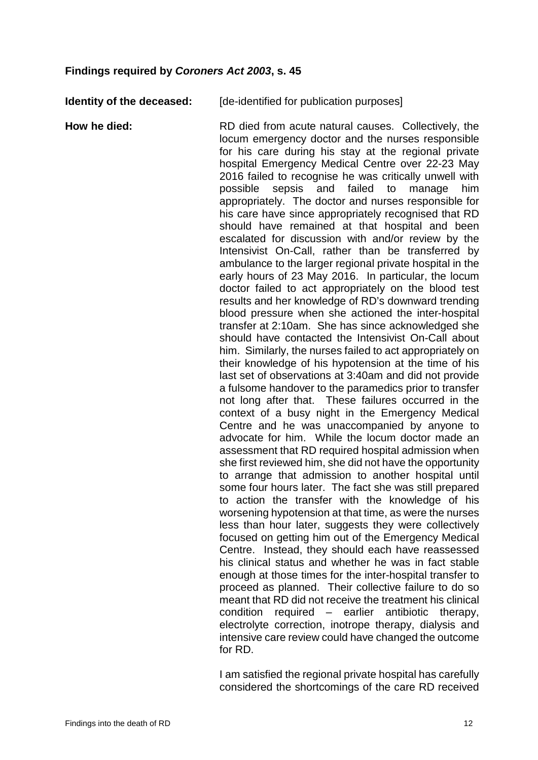## Findings required by *Coroners Act 2003*, s. 45

**Identity of the deceased:** [de-identified for publication purposes]

**How he died:** RD died from acute natural causes. Collectively, the locum emergency doctor and the nurses responsible for his care during his stay at the regional private hospital Emergency Medical Centre over 22-23 May 2016 failed to recognise he was critically unwell with possible sepsis and failed to manage him appropriately. The doctor and nurses responsible for his care have since appropriately recognised that RD should have remained at that hospital and been escalated for discussion with and/or review by the Intensivist On-Call, rather than be transferred by ambulance to the larger regional private hospital in the early hours of 23 May 2016. In particular, the locum doctor failed to act appropriately on the blood test results and her knowledge of RD's downward trending blood pressure when she actioned the inter-hospital transfer at 2:10am. She has since acknowledged she should have contacted the Intensivist On-Call about him. Similarly, the nurses failed to act appropriately on their knowledge of his hypotension at the time of his last set of observations at 3:40am and did not provide a fulsome handover to the paramedics prior to transfer not long after that. These failures occurred in the context of a busy night in the Emergency Medical Centre and he was unaccompanied by anyone to advocate for him. While the locum doctor made an assessment that RD required hospital admission when she first reviewed him, she did not have the opportunity to arrange that admission to another hospital until some four hours later. The fact she was still prepared to action the transfer with the knowledge of his worsening hypotension at that time, as were the nurses less than hour later, suggests they were collectively focused on getting him out of the Emergency Medical Centre. Instead, they should each have reassessed his clinical status and whether he was in fact stable enough at those times for the inter-hospital transfer to proceed as planned. Their collective failure to do so meant that RD did not receive the treatment his clinical condition required – earlier antibiotic therapy, electrolyte correction, inotrope therapy, dialysis and intensive care review could have changed the outcome for RD.

I am satisfied the regional private hospital has carefully considered the shortcomings of the care RD received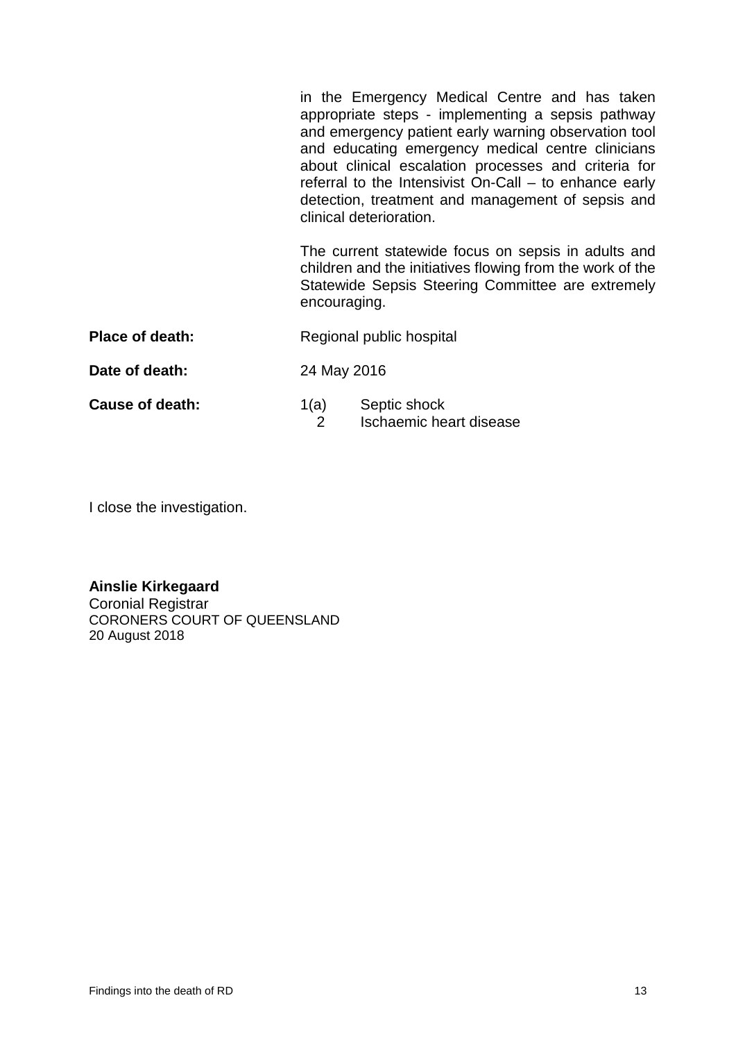in the Emergency Medical Centre and has taken appropriate steps - implementing a sepsis pathway and emergency patient early warning observation tool and educating emergency medical centre clinicians about clinical escalation processes and criteria for referral to the Intensivist On-Call – to enhance early detection, treatment and management of sepsis and clinical deterioration.

The current statewide focus on sepsis in adults and children and the initiatives flowing from the work of the Statewide Sepsis Steering Committee are extremely encouraging.

**Place of death:** Regional public hospital

**Date of death:** 24 May 2016

**Cause of death:** 1(a) Septic shock
2 Ischaemic heart disease

I close the investigation.

**Ainslie Kirkegaard**
Coronial Registrar
CORONERS COURT OF QUEENSLAND
20 August 2018